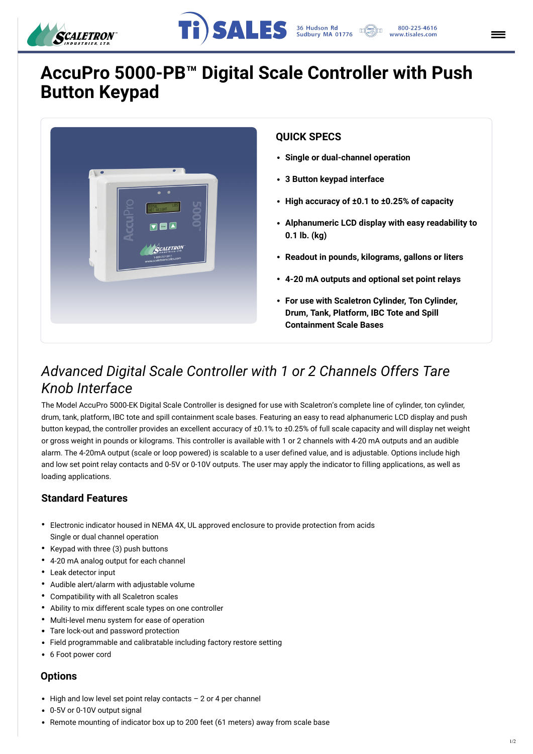# AccuPro 5000-PB™ Digital Scale Controller with Push Button Keypad

## QUICK SPECS

- **Single or dual-channel operation**
- **3 Button keypad interface**
- **High accuracy of ±0.1 to ±0.25% of capacity**
- **Alphanumeric LCD display with easy readability to 0.1 lb. (kg)**
- **Readout in pounds, kilograms, gallons or liters**
- **4-20 mA outputs and optional set point relays**
- **For use with Scaletron Cylinder, Ton Cylinder, Drum, Tank, Platform, IBC Tote and Spill Containment Scale Bases**

## *Advanced Digital Scale Controller with 1 or 2 Channels Offers Tare Knob Interface*

The Model AccuPro 5000-EK Digital Scale Controller is designed for use with Scaletron's complete line of cylinder, ton cylinder, drum, tank, platform, IBC tote and spill containment scale bases. Featuring an easy to read alphanumeric LCD display and push button keypad, the controller provides an excellent accuracy of ±0.1% to ±0.25% of full scale capacity and will display net weight or gross weight in pounds or kilograms. This controller is available with 1 or 2 channels with 4-20 mA outputs and an audible alarm. The 4-20mA output (scale or loop powered) is scalable to a user defined value, and is adjustable. Options include high and low set point relay contacts and 0-5V or 0-10V outputs. The user may apply the indicator to filling applications, as well as loading applications.

### Standard Features

- Electronic indicator housed in NEMA 4X, UL approved enclosure to provide protection from acids
  Single or dual channel operation
- Keypad with three (3) push buttons
- 4-20 mA analog output for each channel
- Leak detector input
- Audible alert/alarm with adjustable volume
- Compatibility with all Scaletron scales
- Ability to mix different scale types on one controller
- Multi-level menu system for ease of operation
- Tare lock-out and password protection
- Field programmable and calibratable including factory restore setting
- 6 Foot power cord

### Options

- High and low level set point relay contacts – 2 or 4 per channel
- 0-5V or 0-10V output signal
- Remote mounting of indicator box up to 200 feet (61 meters) away from scale base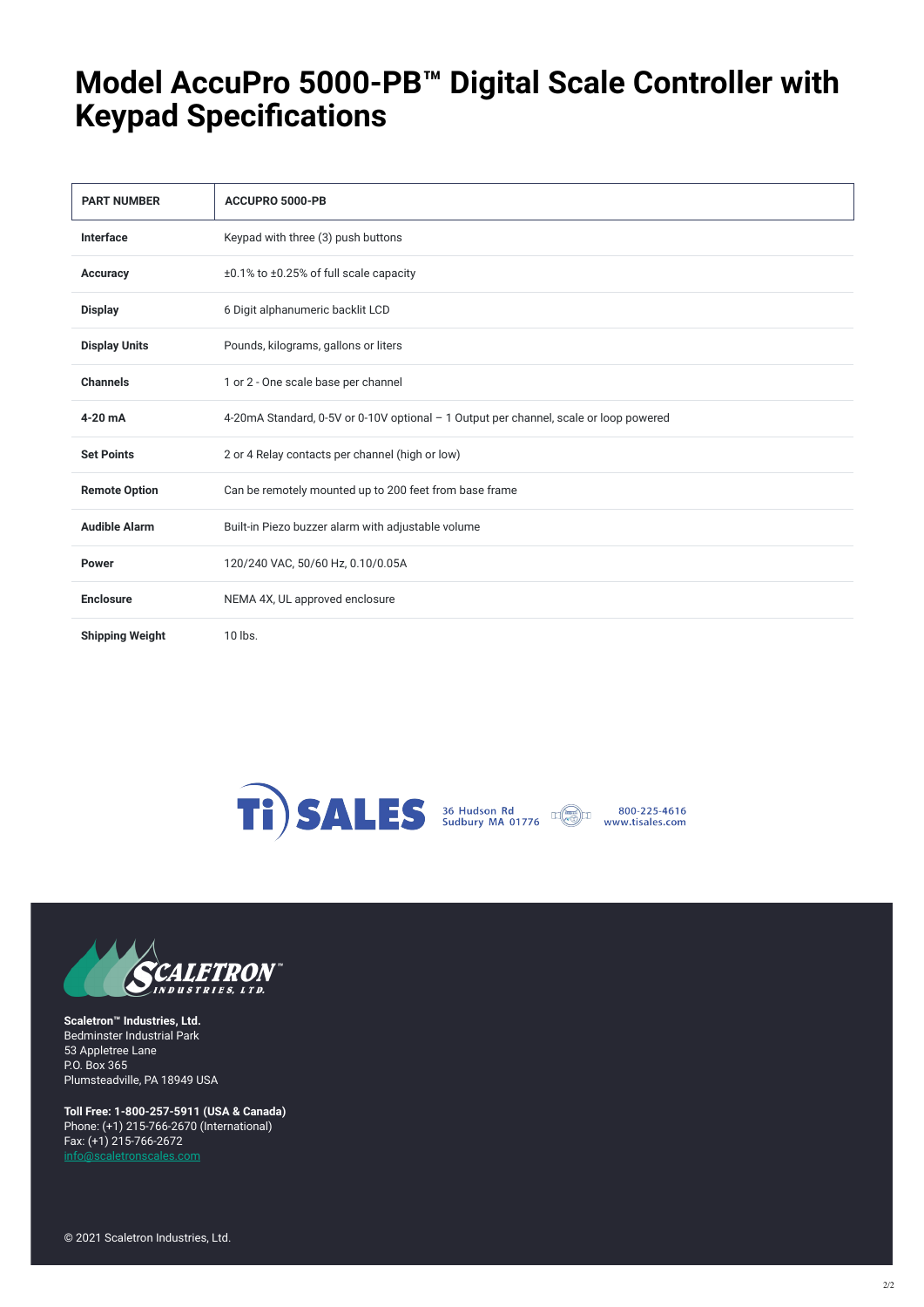# Model AccuPro 5000-PB™ Digital Scale Controller with Keypad Specifications

| PART NUMBER | ACCUPRO 5000-PB |
|---|---|
| **Interface** | Keypad with three (3) push buttons |
| **Accuracy** | ±0.1% to ±0.25% of full scale capacity |
| **Display** | 6 Digit alphanumeric backlit LCD |
| **Display Units** | Pounds, kilograms, gallons or liters |
| **Channels** | 1 or 2 - One scale base per channel |
| **4-20 mA** | 4-20mA Standard, 0-5V or 0-10V optional – 1 Output per channel, scale or loop powered |
| **Set Points** | 2 or 4 Relay contacts per channel (high or low) |
| **Remote Option** | Can be remotely mounted up to 200 feet from base frame |
| **Audible Alarm** | Built-in Piezo buzzer alarm with adjustable volume |
| **Power** | 120/240 VAC, 50/60 Hz, 0.10/0.05A |
| **Enclosure** | NEMA 4X, UL approved enclosure |
| **Shipping Weight** | 10 lbs. |

Ti SALES
36 Hudson Rd
Sudbury MA 01776
800-225-4616
www.tisales.com

SCALETRON™ INDUSTRIES, LTD.

**Scaletron™ Industries, Ltd.**
Bedminster Industrial Park
53 Appletree Lane
P.O. Box 365
Plumsteadville, PA 18949 USA

**Toll Free: 1-800-257-5911 (USA & Canada)**
Phone: (+1) 215-766-2670 (International)
Fax: (+1) 215-766-2672
info@scaletronscales.com

© 2021 Scaletron Industries, Ltd.